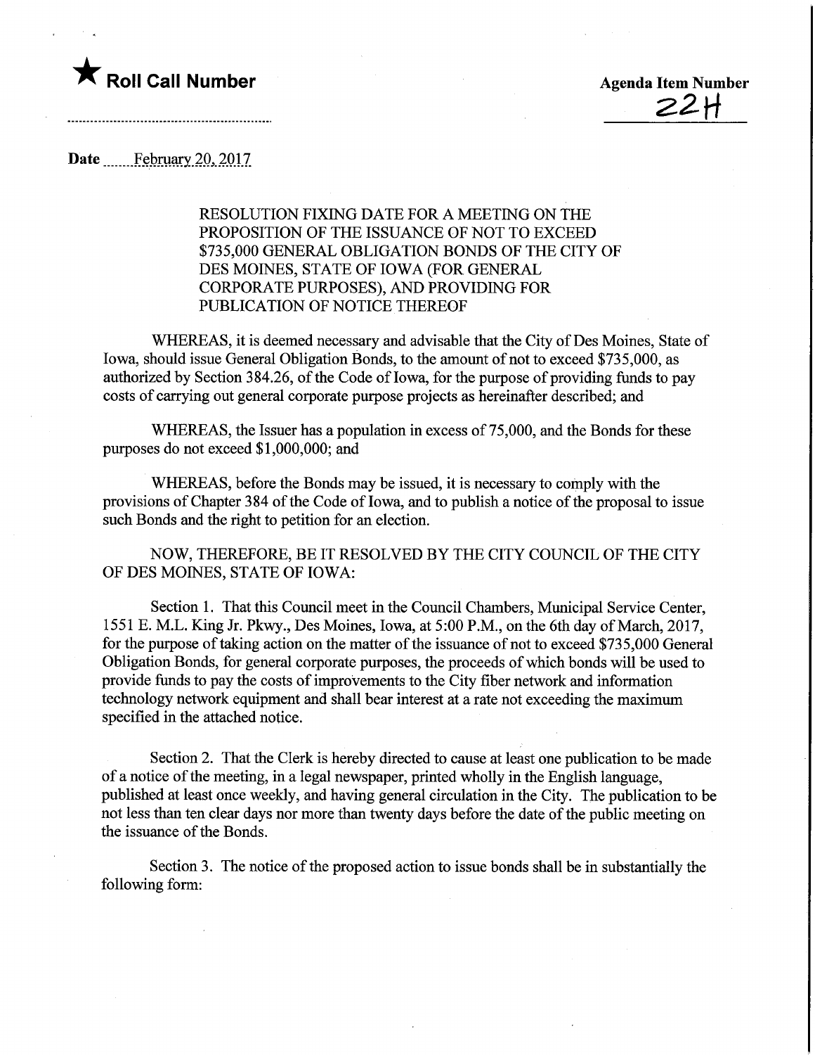★ **Roll Call Number**

**Agenda Item Number**
22H

**Date** February 20, 2017

RESOLUTION FIXING DATE FOR A MEETING ON THE PROPOSITION OF THE ISSUANCE OF NOT TO EXCEED $735,000 GENERAL OBLIGATION BONDS OF THE CITY OF DES MOINES, STATE OF IOWA (FOR GENERAL CORPORATE PURPOSES), AND PROVIDING FOR PUBLICATION OF NOTICE THEREOF

WHEREAS, it is deemed necessary and advisable that the City of Des Moines, State of Iowa, should issue General Obligation Bonds, to the amount of not to exceed $735,000, as authorized by Section 384.26, of the Code of Iowa, for the purpose of providing funds to pay costs of carrying out general corporate purpose projects as hereinafter described; and

WHEREAS, the Issuer has a population in excess of 75,000, and the Bonds for these purposes do not exceed $1,000,000; and

WHEREAS, before the Bonds may be issued, it is necessary to comply with the provisions of Chapter 384 of the Code of Iowa, and to publish a notice of the proposal to issue such Bonds and the right to petition for an election.

NOW, THEREFORE, BE IT RESOLVED BY THE CITY COUNCIL OF THE CITY OF DES MOINES, STATE OF IOWA:

Section 1. That this Council meet in the Council Chambers, Municipal Service Center, 1551 E. M.L. King Jr. Pkwy., Des Moines, Iowa, at 5:00 P.M., on the 6th day of March, 2017, for the purpose of taking action on the matter of the issuance of not to exceed $735,000 General Obligation Bonds, for general corporate purposes, the proceeds of which bonds will be used to provide funds to pay the costs of improvements to the City fiber network and information technology network equipment and shall bear interest at a rate not exceeding the maximum specified in the attached notice.

Section 2. That the Clerk is hereby directed to cause at least one publication to be made of a notice of the meeting, in a legal newspaper, printed wholly in the English language, published at least once weekly, and having general circulation in the City. The publication to be not less than ten clear days nor more than twenty days before the date of the public meeting on the issuance of the Bonds.

Section 3. The notice of the proposed action to issue bonds shall be in substantially the following form: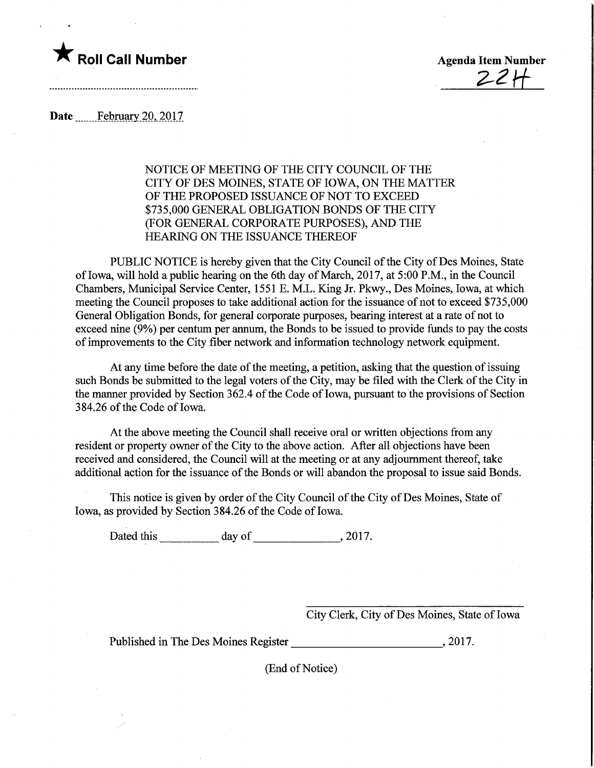★ **Roll Call Number**

**Agenda Item Number**
22H

**Date** February 20, 2017

NOTICE OF MEETING OF THE CITY COUNCIL OF THE CITY OF DES MOINES, STATE OF IOWA, ON THE MATTER OF THE PROPOSED ISSUANCE OF NOT TO EXCEED $735,000 GENERAL OBLIGATION BONDS OF THE CITY (FOR GENERAL CORPORATE PURPOSES), AND THE HEARING ON THE ISSUANCE THEREOF

PUBLIC NOTICE is hereby given that the City Council of the City of Des Moines, State of Iowa, will hold a public hearing on the 6th day of March, 2017, at 5:00 P.M., in the Council Chambers, Municipal Service Center, 1551 E. M.L. King Jr. Pkwy., Des Moines, Iowa, at which meeting the Council proposes to take additional action for the issuance of not to exceed $735,000 General Obligation Bonds, for general corporate purposes, bearing interest at a rate of not to exceed nine (9%) per centum per annum, the Bonds to be issued to provide funds to pay the costs of improvements to the City fiber network and information technology network equipment.

At any time before the date of the meeting, a petition, asking that the question of issuing such Bonds be submitted to the legal voters of the City, may be filed with the Clerk of the City in the manner provided by Section 362.4 of the Code of Iowa, pursuant to the provisions of Section 384.26 of the Code of Iowa.

At the above meeting the Council shall receive oral or written objections from any resident or property owner of the City to the above action. After all objections have been received and considered, the Council will at the meeting or at any adjournment thereof, take additional action for the issuance of the Bonds or will abandon the proposal to issue said Bonds.

This notice is given by order of the City Council of the City of Des Moines, State of Iowa, as provided by Section 384.26 of the Code of Iowa.

Dated this __________ day of _______________, 2017.

_________________________________
City Clerk, City of Des Moines, State of Iowa

Published in The Des Moines Register __________________________, 2017.

(End of Notice)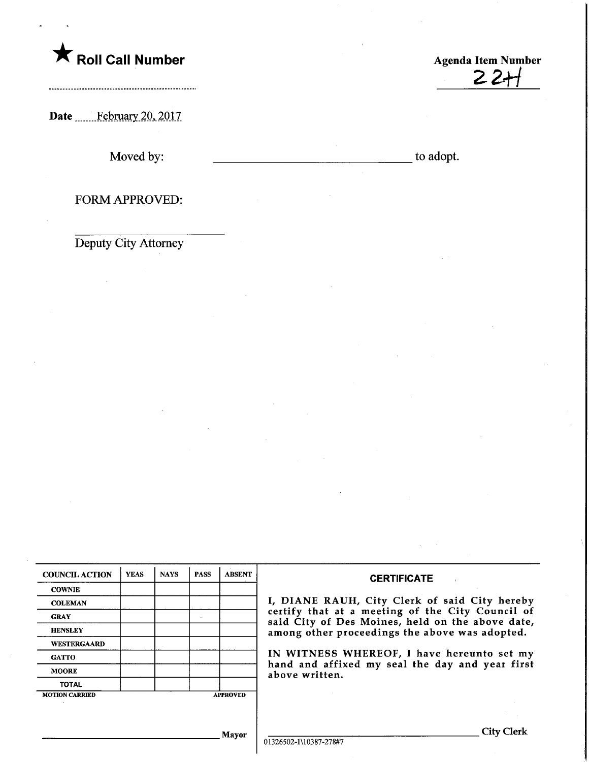★ **Roll Call Number**

**Agenda Item Number**
22H

**Date** February 20, 2017

Moved by: ______________________________ to adopt.

FORM APPROVED:

______________________
Deputy City Attorney

| COUNCIL ACTION | YEAS | NAYS | PASS | ABSENT |
|---|---|---|---|---|
| COWNIE | | | | |
| COLEMAN | | | | |
| GRAY | | | | |
| HENSLEY | | | | |
| WESTERGAARD | | | | |
| GATTO | | | | |
| MOORE | | | | |
| TOTAL | | | | |

MOTION CARRIED APPROVED

______________________________ Mayor

**CERTIFICATE**

I, DIANE RAUH, City Clerk of said City hereby certify that at a meeting of the City Council of said City of Des Moines, held on the above date, among other proceedings the above was adopted.

IN WITNESS WHEREOF, I have hereunto set my hand and affixed my seal the day and year first above written.

______________________________ City Clerk

01326502-1\10387-278#7